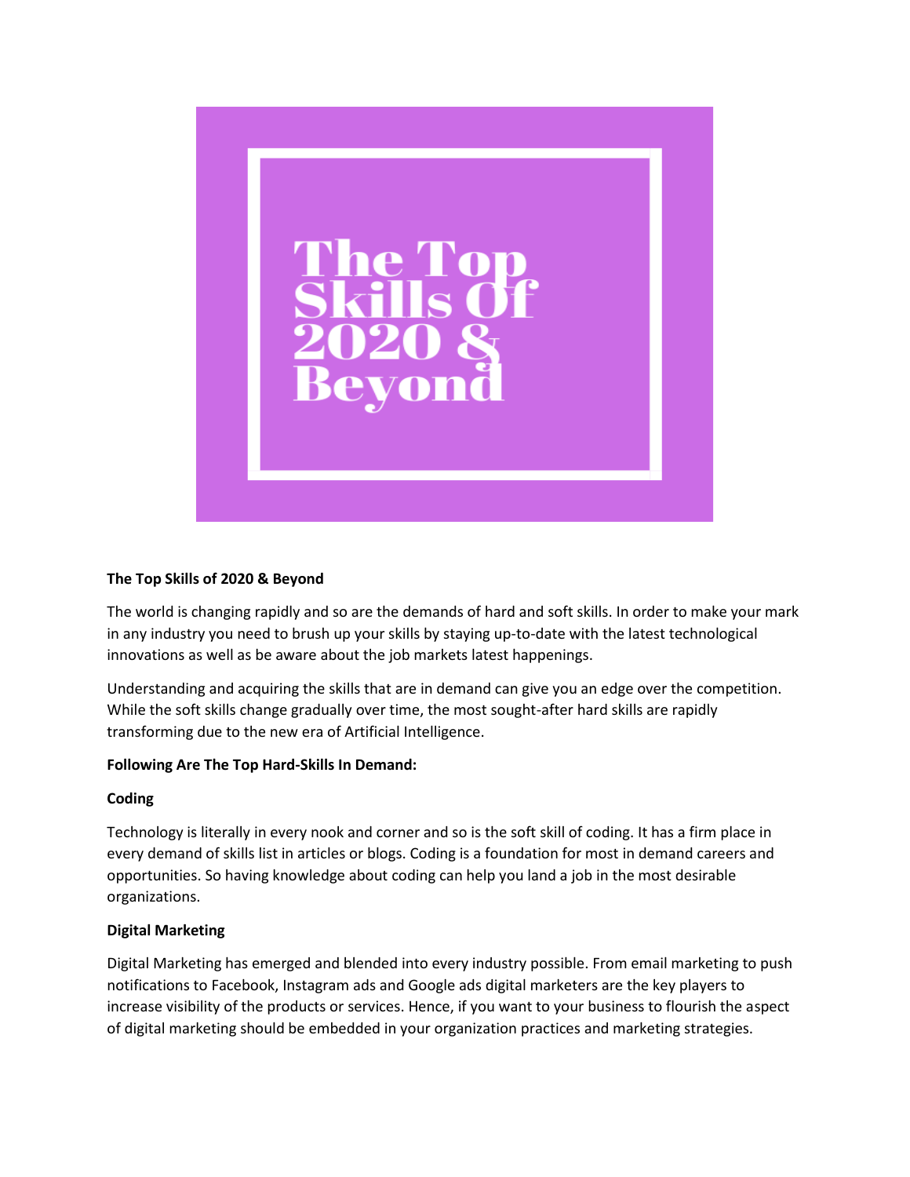# The Top Skills of 2020 & Beyond

The world is changing rapidly and so are the demands of hard and soft skills. In order to make your mark in any industry you need to brush up your skills by staying up-to-date with the latest technological innovations as well as be aware about the job markets latest happenings.

Understanding and acquiring the skills that are in demand can give you an edge over the competition. While the soft skills change gradually over time, the most sought-after hard skills are rapidly transforming due to the new era of Artificial Intelligence.

## Following Are The Top Hard-Skills In Demand:

### Coding

Technology is literally in every nook and corner and so is the soft skill of coding. It has a firm place in every demand of skills list in articles or blogs. Coding is a foundation for most in demand careers and opportunities. So having knowledge about coding can help you land a job in the most desirable organizations.

### Digital Marketing

Digital Marketing has emerged and blended into every industry possible. From email marketing to push notifications to Facebook, Instagram ads and Google ads digital marketers are the key players to increase visibility of the products or services. Hence, if you want to your business to flourish the aspect of digital marketing should be embedded in your organization practices and marketing strategies.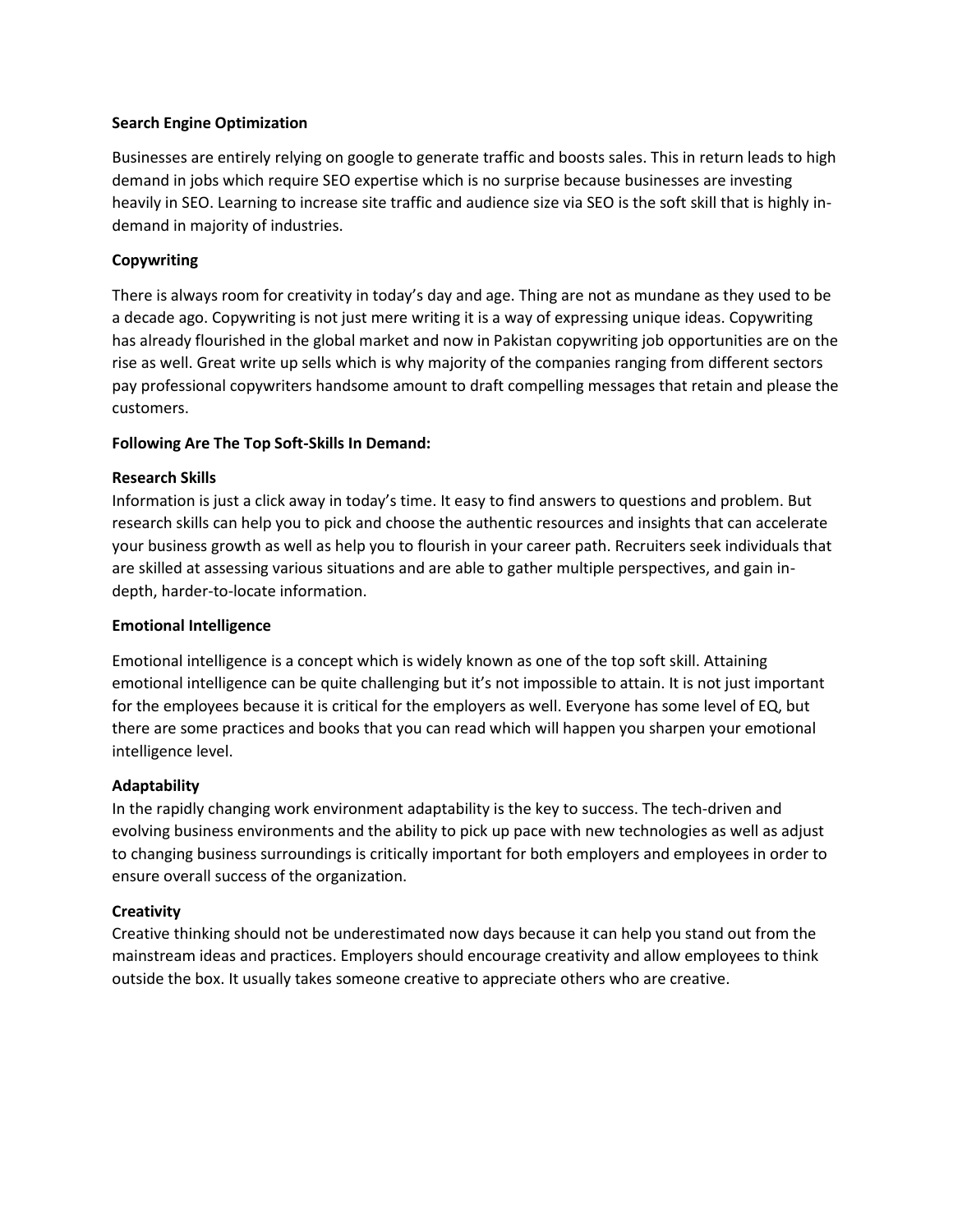**Search Engine Optimization**

Businesses are entirely relying on google to generate traffic and boosts sales. This in return leads to high demand in jobs which require SEO expertise which is no surprise because businesses are investing heavily in SEO. Learning to increase site traffic and audience size via SEO is the soft skill that is highly in-demand in majority of industries.

**Copywriting**

There is always room for creativity in today's day and age. Thing are not as mundane as they used to be a decade ago. Copywriting is not just mere writing it is a way of expressing unique ideas. Copywriting has already flourished in the global market and now in Pakistan copywriting job opportunities are on the rise as well. Great write up sells which is why majority of the companies ranging from different sectors pay professional copywriters handsome amount to draft compelling messages that retain and please the customers.

**Following Are The Top Soft-Skills In Demand:**

**Research Skills**

Information is just a click away in today's time. It easy to find answers to questions and problem. But research skills can help you to pick and choose the authentic resources and insights that can accelerate your business growth as well as help you to flourish in your career path. Recruiters seek individuals that are skilled at assessing various situations and are able to gather multiple perspectives, and gain in-depth, harder-to-locate information.

**Emotional Intelligence**

Emotional intelligence is a concept which is widely known as one of the top soft skill. Attaining emotional intelligence can be quite challenging but it's not impossible to attain. It is not just important for the employees because it is critical for the employers as well. Everyone has some level of EQ, but there are some practices and books that you can read which will happen you sharpen your emotional intelligence level.

**Adaptability**

In the rapidly changing work environment adaptability is the key to success. The tech-driven and evolving business environments and the ability to pick up pace with new technologies as well as adjust to changing business surroundings is critically important for both employers and employees in order to ensure overall success of the organization.

**Creativity**

Creative thinking should not be underestimated now days because it can help you stand out from the mainstream ideas and practices. Employers should encourage creativity and allow employees to think outside the box. It usually takes someone creative to appreciate others who are creative.